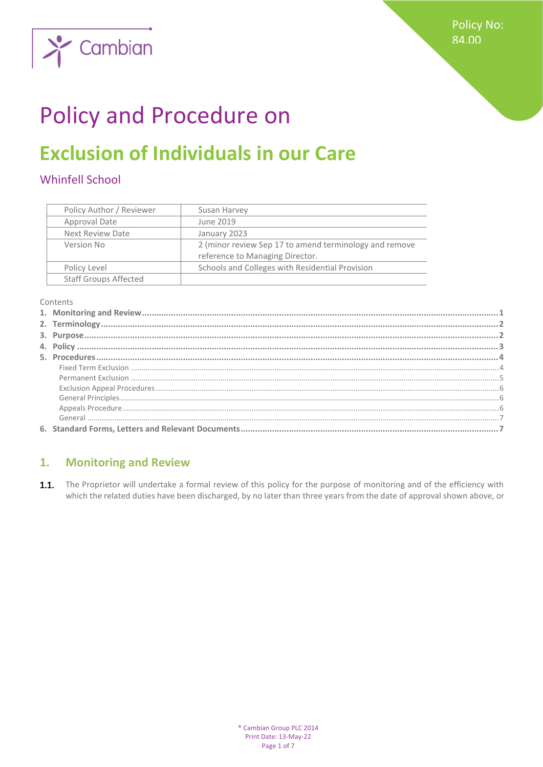Policy No: 84.00

# Policy and Procedure on

# Exclusion of Individuals in our Care

## Whinfell School

| Policy Author / Reviewer | Susan Harvey |
|---|---|
| Approval Date | June 2019 |
| Next Review Date | January 2023 |
| Version No | 2 (minor review Sep 17 to amend terminology and remove reference to Managing Director. |
| Policy Level | Schools and Colleges with Residential Provision |
| Staff Groups Affected | |

Contents

1. **Monitoring and Review** ..... 1
2. **Terminology** ..... 2
3. **Purpose** ..... 2
4. **Policy** ..... 3
5. **Procedures** ..... 4
   - Fixed Term Exclusion ..... 4
   - Permanent Exclusion ..... 5
   - Exclusion Appeal Procedures ..... 6
   - General Principles ..... 6
   - Appeals Procedure ..... 6
   - General ..... 7
6. **Standard Forms, Letters and Relevant Documents** ..... 7

## 1. Monitoring and Review

**1.1.** The Proprietor will undertake a formal review of this policy for the purpose of monitoring and of the efficiency with which the related duties have been discharged, by no later than three years from the date of approval shown above, or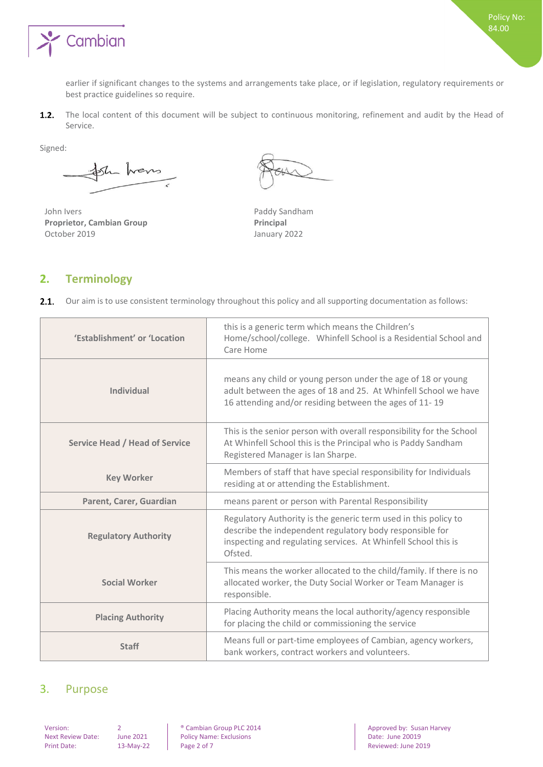earlier if significant changes to the systems and arrangements take place, or if legislation, regulatory requirements or best practice guidelines so require.

**1.2.** The local content of this document will be subject to continuous monitoring, refinement and audit by the Head of Service.

Signed:

John Ivers
**Proprietor, Cambian Group**
October 2019

Paddy Sandham
**Principal**
January 2022

## 2. Terminology

**2.1.** Our aim is to use consistent terminology throughout this policy and all supporting documentation as follows:

| | |
|---|---|
| **'Establishment' or 'Location** | this is a generic term which means the Children's Home/school/college. Whinfell School is a Residential School and Care Home |
| **Individual** | means any child or young person under the age of 18 or young adult between the ages of 18 and 25. At Whinfell School we have 16 attending and/or residing between the ages of 11- 19 |
| **Service Head / Head of Service** | This is the senior person with overall responsibility for the School At Whinfell School this is the Principal who is Paddy Sandham Registered Manager is Ian Sharpe. |
| **Key Worker** | Members of staff that have special responsibility for Individuals residing at or attending the Establishment. |
| **Parent, Carer, Guardian** | means parent or person with Parental Responsibility |
| **Regulatory Authority** | Regulatory Authority is the generic term used in this policy to describe the independent regulatory body responsible for inspecting and regulating services. At Whinfell School this is Ofsted. |
| **Social Worker** | This means the worker allocated to the child/family. If there is no allocated worker, the Duty Social Worker or Team Manager is responsible. |
| **Placing Authority** | Placing Authority means the local authority/agency responsible for placing the child or commissioning the service |
| **Staff** | Means full or part-time employees of Cambian, agency workers, bank workers, contract workers and volunteers. |

## 3. Purpose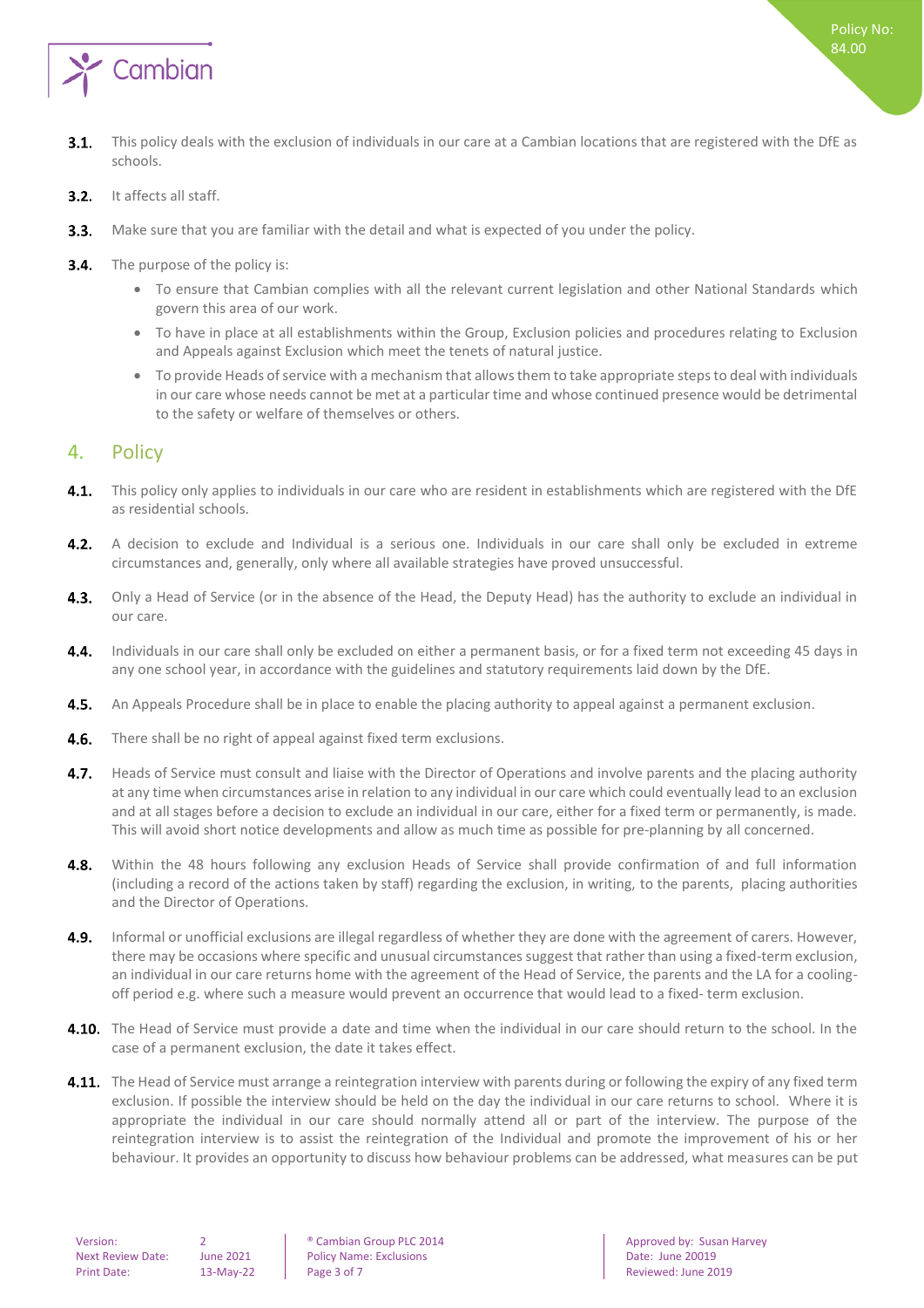**3.1.** This policy deals with the exclusion of individuals in our care at a Cambian locations that are registered with the DfE as schools.

**3.2.** It affects all staff.

**3.3.** Make sure that you are familiar with the detail and what is expected of you under the policy.

**3.4.** The purpose of the policy is:

- To ensure that Cambian complies with all the relevant current legislation and other National Standards which govern this area of our work.
- To have in place at all establishments within the Group, Exclusion policies and procedures relating to Exclusion and Appeals against Exclusion which meet the tenets of natural justice.
- To provide Heads of service with a mechanism that allows them to take appropriate steps to deal with individuals in our care whose needs cannot be met at a particular time and whose continued presence would be detrimental to the safety or welfare of themselves or others.

## 4. Policy

**4.1.** This policy only applies to individuals in our care who are resident in establishments which are registered with the DfE as residential schools.

**4.2.** A decision to exclude and Individual is a serious one. Individuals in our care shall only be excluded in extreme circumstances and, generally, only where all available strategies have proved unsuccessful.

**4.3.** Only a Head of Service (or in the absence of the Head, the Deputy Head) has the authority to exclude an individual in our care.

**4.4.** Individuals in our care shall only be excluded on either a permanent basis, or for a fixed term not exceeding 45 days in any one school year, in accordance with the guidelines and statutory requirements laid down by the DfE.

**4.5.** An Appeals Procedure shall be in place to enable the placing authority to appeal against a permanent exclusion.

**4.6.** There shall be no right of appeal against fixed term exclusions.

**4.7.** Heads of Service must consult and liaise with the Director of Operations and involve parents and the placing authority at any time when circumstances arise in relation to any individual in our care which could eventually lead to an exclusion and at all stages before a decision to exclude an individual in our care, either for a fixed term or permanently, is made. This will avoid short notice developments and allow as much time as possible for pre-planning by all concerned.

**4.8.** Within the 48 hours following any exclusion Heads of Service shall provide confirmation of and full information (including a record of the actions taken by staff) regarding the exclusion, in writing, to the parents, placing authorities and the Director of Operations.

**4.9.** Informal or unofficial exclusions are illegal regardless of whether they are done with the agreement of carers. However, there may be occasions where specific and unusual circumstances suggest that rather than using a fixed-term exclusion, an individual in our care returns home with the agreement of the Head of Service, the parents and the LA for a cooling-off period e.g. where such a measure would prevent an occurrence that would lead to a fixed- term exclusion.

**4.10.** The Head of Service must provide a date and time when the individual in our care should return to the school. In the case of a permanent exclusion, the date it takes effect.

**4.11.** The Head of Service must arrange a reintegration interview with parents during or following the expiry of any fixed term exclusion. If possible the interview should be held on the day the individual in our care returns to school. Where it is appropriate the individual in our care should normally attend all or part of the interview. The purpose of the reintegration interview is to assist the reintegration of the Individual and promote the improvement of his or her behaviour. It provides an opportunity to discuss how behaviour problems can be addressed, what measures can be put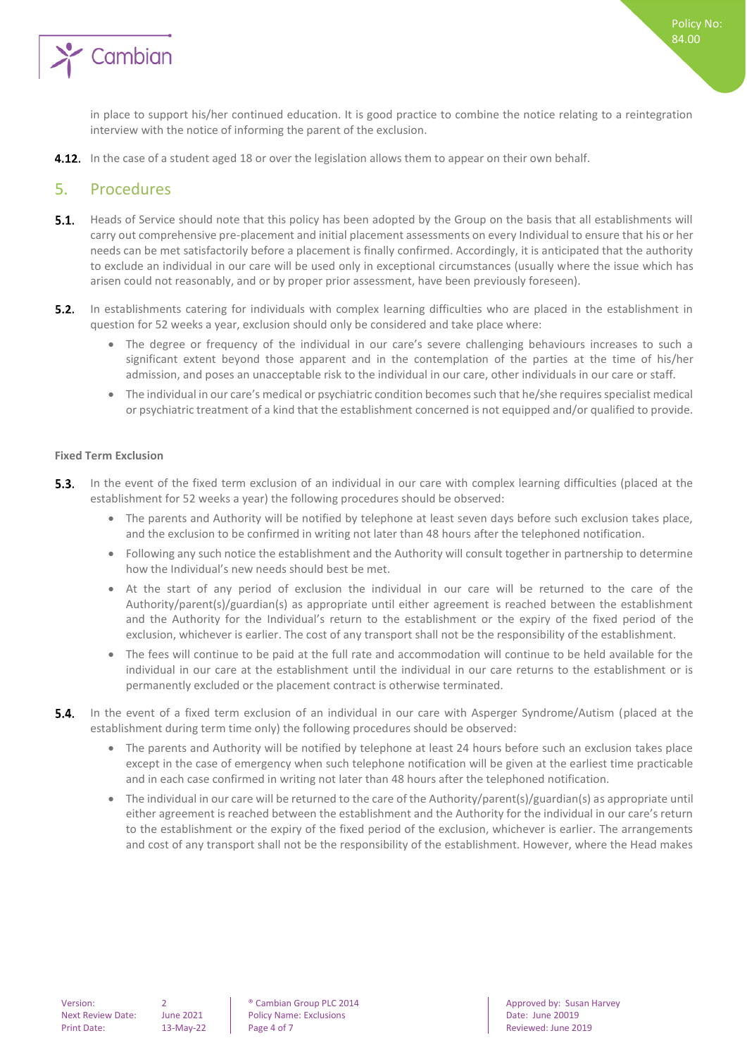in place to support his/her continued education. It is good practice to combine the notice relating to a reintegration interview with the notice of informing the parent of the exclusion.

**4.12.** In the case of a student aged 18 or over the legislation allows them to appear on their own behalf.

## 5. Procedures

**5.1.** Heads of Service should note that this policy has been adopted by the Group on the basis that all establishments will carry out comprehensive pre-placement and initial placement assessments on every Individual to ensure that his or her needs can be met satisfactorily before a placement is finally confirmed. Accordingly, it is anticipated that the authority to exclude an individual in our care will be used only in exceptional circumstances (usually where the issue which has arisen could not reasonably, and or by proper prior assessment, have been previously foreseen).

**5.2.** In establishments catering for individuals with complex learning difficulties who are placed in the establishment in question for 52 weeks a year, exclusion should only be considered and take place where:

- The degree or frequency of the individual in our care's severe challenging behaviours increases to such a significant extent beyond those apparent and in the contemplation of the parties at the time of his/her admission, and poses an unacceptable risk to the individual in our care, other individuals in our care or staff.
- The individual in our care's medical or psychiatric condition becomes such that he/she requires specialist medical or psychiatric treatment of a kind that the establishment concerned is not equipped and/or qualified to provide.

**Fixed Term Exclusion**

**5.3.** In the event of the fixed term exclusion of an individual in our care with complex learning difficulties (placed at the establishment for 52 weeks a year) the following procedures should be observed:

- The parents and Authority will be notified by telephone at least seven days before such exclusion takes place, and the exclusion to be confirmed in writing not later than 48 hours after the telephoned notification.
- Following any such notice the establishment and the Authority will consult together in partnership to determine how the Individual's new needs should best be met.
- At the start of any period of exclusion the individual in our care will be returned to the care of the Authority/parent(s)/guardian(s) as appropriate until either agreement is reached between the establishment and the Authority for the Individual's return to the establishment or the expiry of the fixed period of the exclusion, whichever is earlier. The cost of any transport shall not be the responsibility of the establishment.
- The fees will continue to be paid at the full rate and accommodation will continue to be held available for the individual in our care at the establishment until the individual in our care returns to the establishment or is permanently excluded or the placement contract is otherwise terminated.

**5.4.** In the event of a fixed term exclusion of an individual in our care with Asperger Syndrome/Autism (placed at the establishment during term time only) the following procedures should be observed:

- The parents and Authority will be notified by telephone at least 24 hours before such an exclusion takes place except in the case of emergency when such telephone notification will be given at the earliest time practicable and in each case confirmed in writing not later than 48 hours after the telephoned notification.
- The individual in our care will be returned to the care of the Authority/parent(s)/guardian(s) as appropriate until either agreement is reached between the establishment and the Authority for the individual in our care's return to the establishment or the expiry of the fixed period of the exclusion, whichever is earlier. The arrangements and cost of any transport shall not be the responsibility of the establishment. However, where the Head makes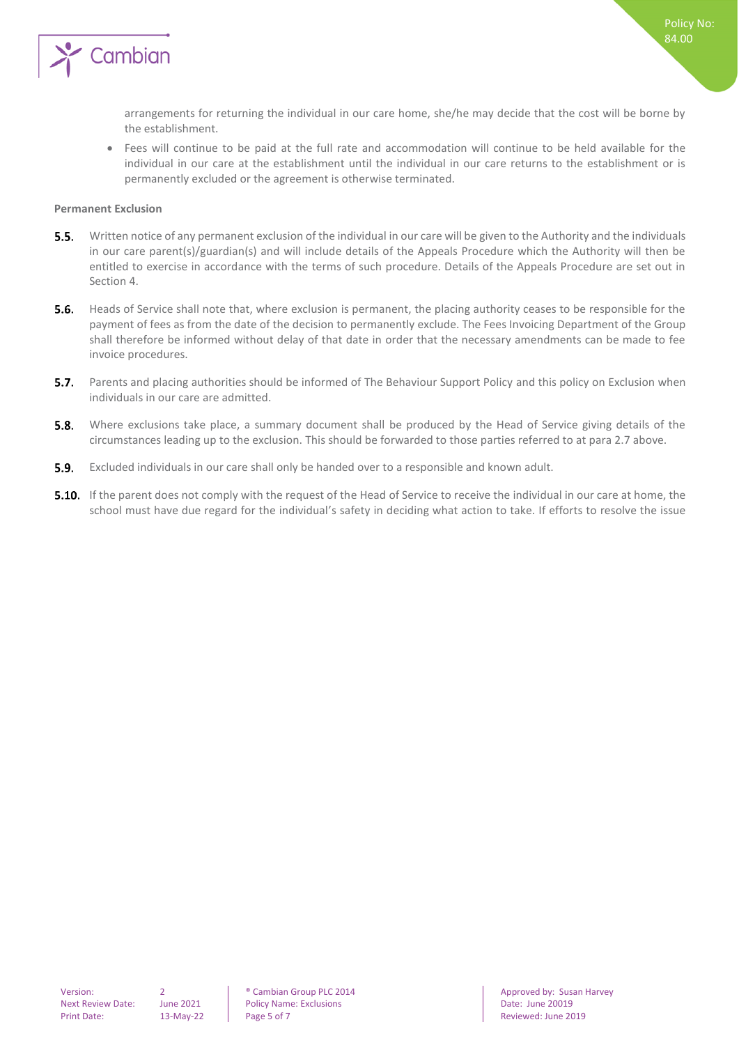arrangements for returning the individual in our care home, she/he may decide that the cost will be borne by the establishment.

- Fees will continue to be paid at the full rate and accommodation will continue to be held available for the individual in our care at the establishment until the individual in our care returns to the establishment or is permanently excluded or the agreement is otherwise terminated.

**Permanent Exclusion**

**5.5.** Written notice of any permanent exclusion of the individual in our care will be given to the Authority and the individuals in our care parent(s)/guardian(s) and will include details of the Appeals Procedure which the Authority will then be entitled to exercise in accordance with the terms of such procedure. Details of the Appeals Procedure are set out in Section 4.

**5.6.** Heads of Service shall note that, where exclusion is permanent, the placing authority ceases to be responsible for the payment of fees as from the date of the decision to permanently exclude. The Fees Invoicing Department of the Group shall therefore be informed without delay of that date in order that the necessary amendments can be made to fee invoice procedures.

**5.7.** Parents and placing authorities should be informed of The Behaviour Support Policy and this policy on Exclusion when individuals in our care are admitted.

**5.8.** Where exclusions take place, a summary document shall be produced by the Head of Service giving details of the circumstances leading up to the exclusion. This should be forwarded to those parties referred to at para 2.7 above.

**5.9.** Excluded individuals in our care shall only be handed over to a responsible and known adult.

**5.10.** If the parent does not comply with the request of the Head of Service to receive the individual in our care at home, the school must have due regard for the individual's safety in deciding what action to take. If efforts to resolve the issue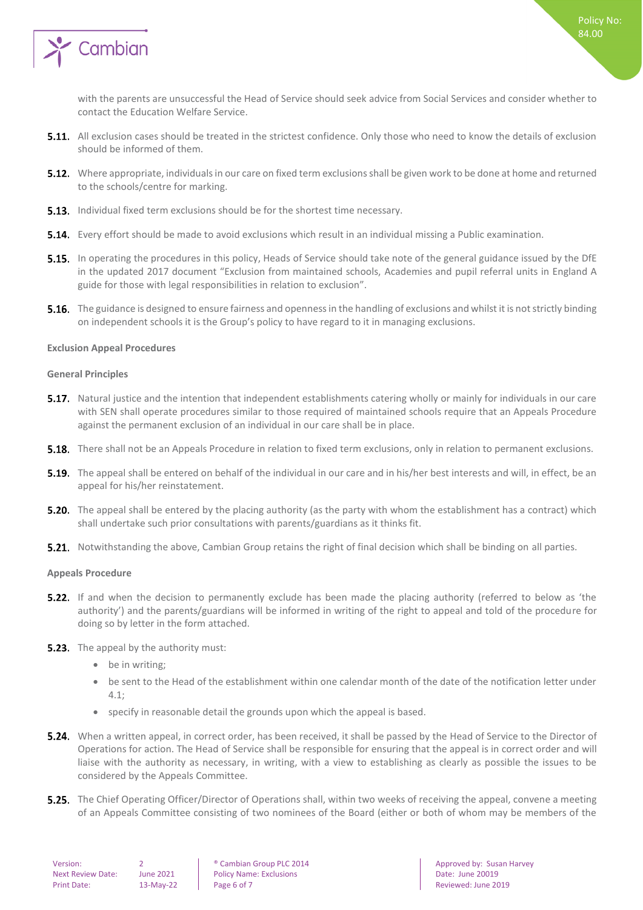with the parents are unsuccessful the Head of Service should seek advice from Social Services and consider whether to contact the Education Welfare Service.

**5.11.** All exclusion cases should be treated in the strictest confidence. Only those who need to know the details of exclusion should be informed of them.

**5.12.** Where appropriate, individuals in our care on fixed term exclusions shall be given work to be done at home and returned to the schools/centre for marking.

**5.13.** Individual fixed term exclusions should be for the shortest time necessary.

**5.14.** Every effort should be made to avoid exclusions which result in an individual missing a Public examination.

**5.15.** In operating the procedures in this policy, Heads of Service should take note of the general guidance issued by the DfE in the updated 2017 document "Exclusion from maintained schools, Academies and pupil referral units in England A guide for those with legal responsibilities in relation to exclusion".

**5.16.** The guidance is designed to ensure fairness and openness in the handling of exclusions and whilst it is not strictly binding on independent schools it is the Group's policy to have regard to it in managing exclusions.

**Exclusion Appeal Procedures**

**General Principles**

**5.17.** Natural justice and the intention that independent establishments catering wholly or mainly for individuals in our care with SEN shall operate procedures similar to those required of maintained schools require that an Appeals Procedure against the permanent exclusion of an individual in our care shall be in place.

**5.18.** There shall not be an Appeals Procedure in relation to fixed term exclusions, only in relation to permanent exclusions.

**5.19.** The appeal shall be entered on behalf of the individual in our care and in his/her best interests and will, in effect, be an appeal for his/her reinstatement.

**5.20.** The appeal shall be entered by the placing authority (as the party with whom the establishment has a contract) which shall undertake such prior consultations with parents/guardians as it thinks fit.

**5.21.** Notwithstanding the above, Cambian Group retains the right of final decision which shall be binding on all parties.

**Appeals Procedure**

**5.22.** If and when the decision to permanently exclude has been made the placing authority (referred to below as 'the authority') and the parents/guardians will be informed in writing of the right to appeal and told of the procedure for doing so by letter in the form attached.

**5.23.** The appeal by the authority must:

- be in writing;
- be sent to the Head of the establishment within one calendar month of the date of the notification letter under 4.1;
- specify in reasonable detail the grounds upon which the appeal is based.

**5.24.** When a written appeal, in correct order, has been received, it shall be passed by the Head of Service to the Director of Operations for action. The Head of Service shall be responsible for ensuring that the appeal is in correct order and will liaise with the authority as necessary, in writing, with a view to establishing as clearly as possible the issues to be considered by the Appeals Committee.

**5.25.** The Chief Operating Officer/Director of Operations shall, within two weeks of receiving the appeal, convene a meeting of an Appeals Committee consisting of two nominees of the Board (either or both of whom may be members of the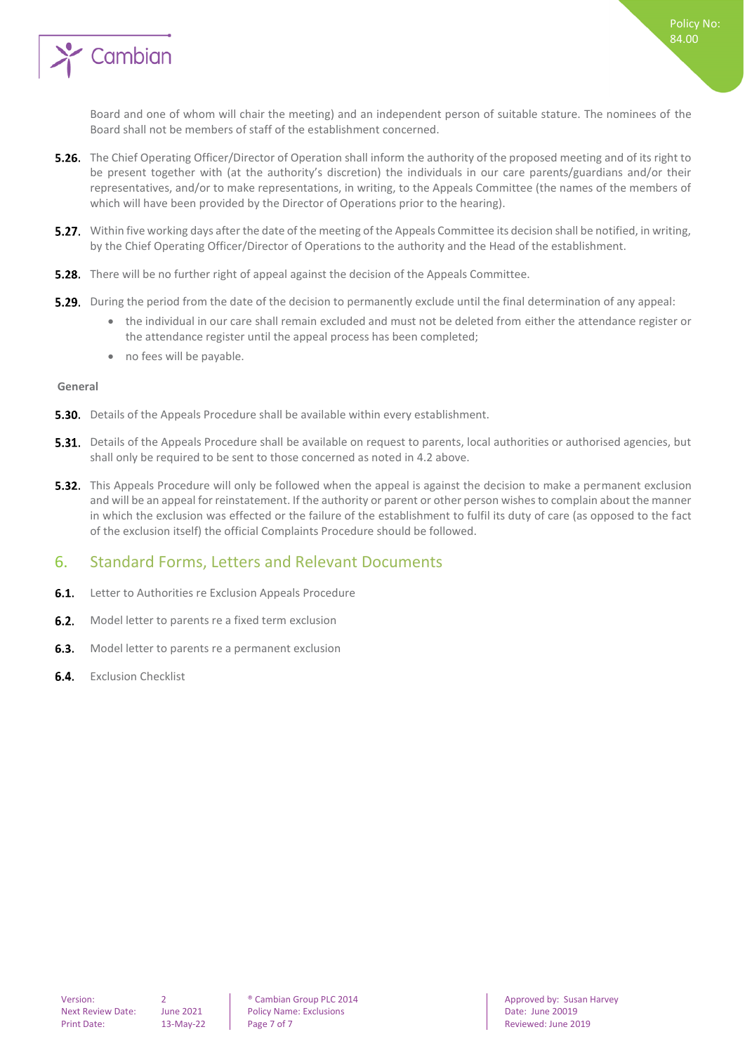Board and one of whom will chair the meeting) and an independent person of suitable stature. The nominees of the Board shall not be members of staff of the establishment concerned.

**5.26.** The Chief Operating Officer/Director of Operation shall inform the authority of the proposed meeting and of its right to be present together with (at the authority's discretion) the individuals in our care parents/guardians and/or their representatives, and/or to make representations, in writing, to the Appeals Committee (the names of the members of which will have been provided by the Director of Operations prior to the hearing).

**5.27.** Within five working days after the date of the meeting of the Appeals Committee its decision shall be notified, in writing, by the Chief Operating Officer/Director of Operations to the authority and the Head of the establishment.

**5.28.** There will be no further right of appeal against the decision of the Appeals Committee.

**5.29.** During the period from the date of the decision to permanently exclude until the final determination of any appeal:

- the individual in our care shall remain excluded and must not be deleted from either the attendance register or the attendance register until the appeal process has been completed;
- no fees will be payable.

**General**

**5.30.** Details of the Appeals Procedure shall be available within every establishment.

**5.31.** Details of the Appeals Procedure shall be available on request to parents, local authorities or authorised agencies, but shall only be required to be sent to those concerned as noted in 4.2 above.

**5.32.** This Appeals Procedure will only be followed when the appeal is against the decision to make a permanent exclusion and will be an appeal for reinstatement. If the authority or parent or other person wishes to complain about the manner in which the exclusion was effected or the failure of the establishment to fulfil its duty of care (as opposed to the fact of the exclusion itself) the official Complaints Procedure should be followed.

## 6. Standard Forms, Letters and Relevant Documents

**6.1.** Letter to Authorities re Exclusion Appeals Procedure

**6.2.** Model letter to parents re a fixed term exclusion

**6.3.** Model letter to parents re a permanent exclusion

**6.4.** Exclusion Checklist